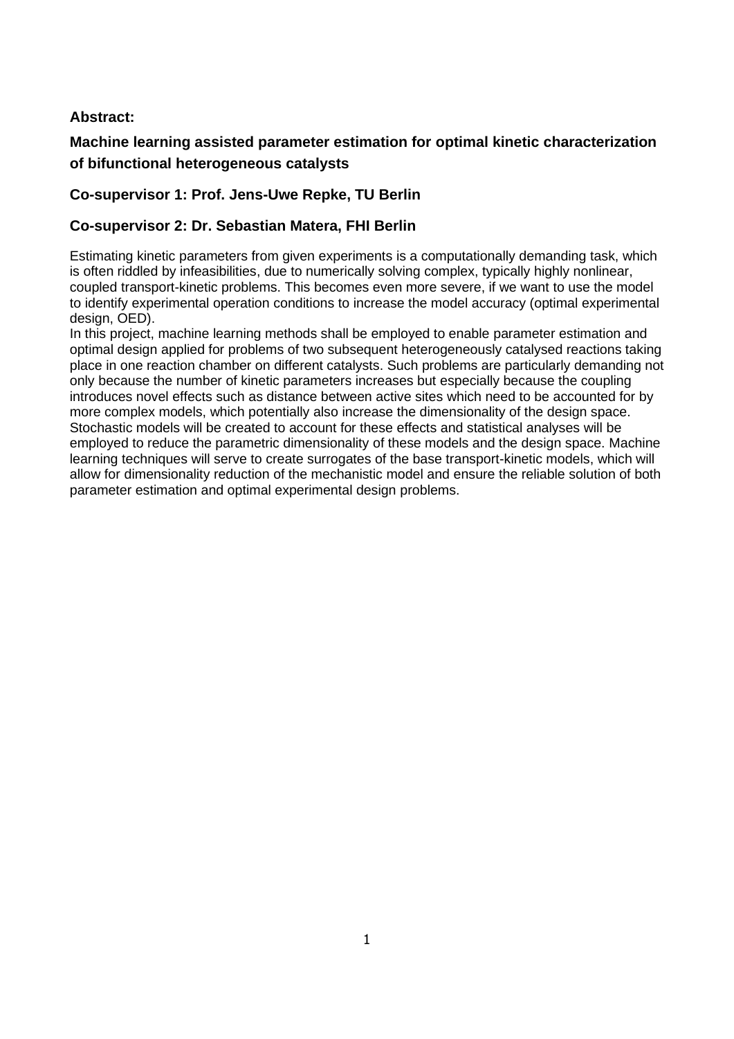**Abstract:**

**Machine learning assisted parameter estimation for optimal kinetic characterization of bifunctional heterogeneous catalysts**

**Co-supervisor 1: Prof. Jens-Uwe Repke, TU Berlin**

**Co-supervisor 2: Dr. Sebastian Matera, FHI Berlin**

Estimating kinetic parameters from given experiments is a computationally demanding task, which is often riddled by infeasibilities, due to numerically solving complex, typically highly nonlinear, coupled transport-kinetic problems. This becomes even more severe, if we want to use the model to identify experimental operation conditions to increase the model accuracy (optimal experimental design, OED).

In this project, machine learning methods shall be employed to enable parameter estimation and optimal design applied for problems of two subsequent heterogeneously catalysed reactions taking place in one reaction chamber on different catalysts. Such problems are particularly demanding not only because the number of kinetic parameters increases but especially because the coupling introduces novel effects such as distance between active sites which need to be accounted for by more complex models, which potentially also increase the dimensionality of the design space. Stochastic models will be created to account for these effects and statistical analyses will be employed to reduce the parametric dimensionality of these models and the design space. Machine learning techniques will serve to create surrogates of the base transport-kinetic models, which will allow for dimensionality reduction of the mechanistic model and ensure the reliable solution of both parameter estimation and optimal experimental design problems.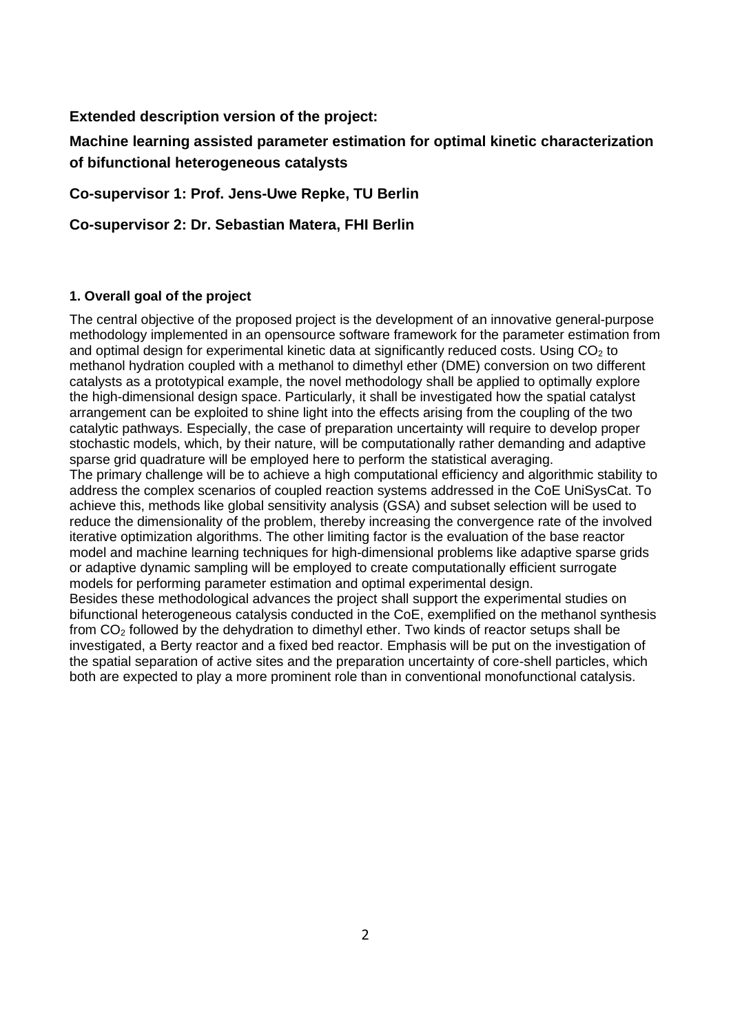**Extended description version of the project:**

**Machine learning assisted parameter estimation for optimal kinetic characterization of bifunctional heterogeneous catalysts**

**Co-supervisor 1: Prof. Jens-Uwe Repke, TU Berlin**

**Co-supervisor 2: Dr. Sebastian Matera, FHI Berlin**

### 1. Overall goal of the project

The central objective of the proposed project is the development of an innovative general-purpose methodology implemented in an opensource software framework for the parameter estimation from and optimal design for experimental kinetic data at significantly reduced costs. Using $CO_2$ to methanol hydration coupled with a methanol to dimethyl ether (DME) conversion on two different catalysts as a prototypical example, the novel methodology shall be applied to optimally explore the high-dimensional design space. Particularly, it shall be investigated how the spatial catalyst arrangement can be exploited to shine light into the effects arising from the coupling of the two catalytic pathways. Especially, the case of preparation uncertainty will require to develop proper stochastic models, which, by their nature, will be computationally rather demanding and adaptive sparse grid quadrature will be employed here to perform the statistical averaging.
The primary challenge will be to achieve a high computational efficiency and algorithmic stability to address the complex scenarios of coupled reaction systems addressed in the CoE UniSysCat. To achieve this, methods like global sensitivity analysis (GSA) and subset selection will be used to reduce the dimensionality of the problem, thereby increasing the convergence rate of the involved iterative optimization algorithms. The other limiting factor is the evaluation of the base reactor model and machine learning techniques for high-dimensional problems like adaptive sparse grids or adaptive dynamic sampling will be employed to create computationally efficient surrogate models for performing parameter estimation and optimal experimental design.
Besides these methodological advances the project shall support the experimental studies on bifunctional heterogeneous catalysis conducted in the CoE, exemplified on the methanol synthesis from $CO_2$ followed by the dehydration to dimethyl ether. Two kinds of reactor setups shall be investigated, a Berty reactor and a fixed bed reactor. Emphasis will be put on the investigation of the spatial separation of active sites and the preparation uncertainty of core-shell particles, which both are expected to play a more prominent role than in conventional monofunctional catalysis.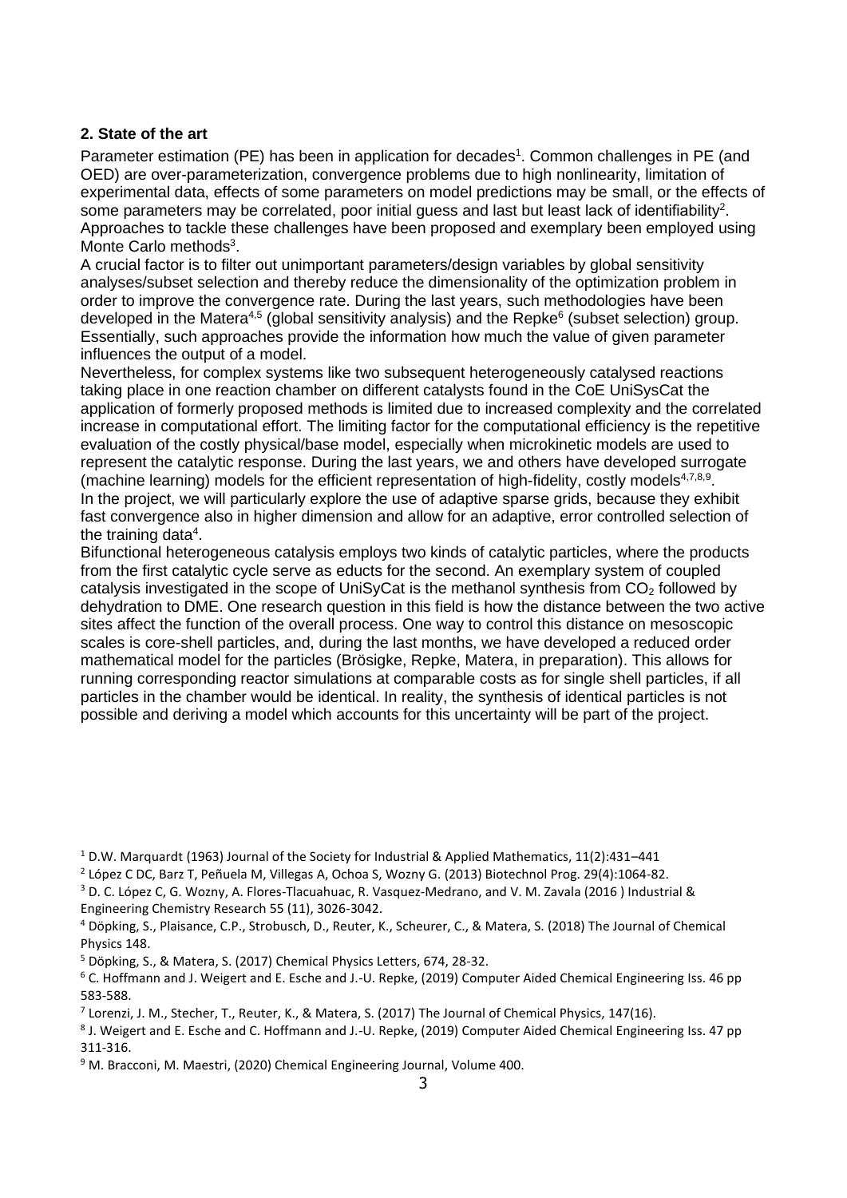## 2. State of the art

Parameter estimation (PE) has been in application for decades[1]. Common challenges in PE (and OED) are over-parameterization, convergence problems due to high nonlinearity, limitation of experimental data, effects of some parameters on model predictions may be small, or the effects of some parameters may be correlated, poor initial guess and last but least lack of identifiability[2]. Approaches to tackle these challenges have been proposed and exemplary been employed using Monte Carlo methods[3].

A crucial factor is to filter out unimportant parameters/design variables by global sensitivity analyses/subset selection and thereby reduce the dimensionality of the optimization problem in order to improve the convergence rate. During the last years, such methodologies have been developed in the Matera[4,5] (global sensitivity analysis) and the Repke[6] (subset selection) group. Essentially, such approaches provide the information how much the value of given parameter influences the output of a model.

Nevertheless, for complex systems like two subsequent heterogeneously catalysed reactions taking place in one reaction chamber on different catalysts found in the CoE UniSysCat the application of formerly proposed methods is limited due to increased complexity and the correlated increase in computational effort. The limiting factor for the computational efficiency is the repetitive evaluation of the costly physical/base model, especially when microkinetic models are used to represent the catalytic response. During the last years, we and others have developed surrogate (machine learning) models for the efficient representation of high-fidelity, costly models[4,7,8,9]. In the project, we will particularly explore the use of adaptive sparse grids, because they exhibit fast convergence also in higher dimension and allow for an adaptive, error controlled selection of the training data[4].

Bifunctional heterogeneous catalysis employs two kinds of catalytic particles, where the products from the first catalytic cycle serve as educts for the second. An exemplary system of coupled catalysis investigated in the scope of UniSyCat is the methanol synthesis from $CO_2$ followed by dehydration to DME. One research question in this field is how the distance between the two active sites affect the function of the overall process. One way to control this distance on mesoscopic scales is core-shell particles, and, during the last months, we have developed a reduced order mathematical model for the particles (Brösigke, Repke, Matera, in preparation). This allows for running corresponding reactor simulations at comparable costs as for single shell particles, if all particles in the chamber would be identical. In reality, the synthesis of identical particles is not possible and deriving a model which accounts for this uncertainty will be part of the project.

---

[1] D.W. Marquardt (1963) Journal of the Society for Industrial & Applied Mathematics, 11(2):431–441

[2] López C DC, Barz T, Peñuela M, Villegas A, Ochoa S, Wozny G. (2013) Biotechnol Prog. 29(4):1064-82.

[3] D. C. López C, G. Wozny, A. Flores-Tlacuahuac, R. Vasquez-Medrano, and V. M. Zavala (2016 ) Industrial & Engineering Chemistry Research 55 (11), 3026-3042.

[4] Döpking, S., Plaisance, C.P., Strobusch, D., Reuter, K., Scheurer, C., & Matera, S. (2018) The Journal of Chemical Physics 148.

[5] Döpking, S., & Matera, S. (2017) Chemical Physics Letters, 674, 28-32.

[6] C. Hoffmann and J. Weigert and E. Esche and J.-U. Repke, (2019) Computer Aided Chemical Engineering Iss. 46 pp 583-588.

[7] Lorenzi, J. M., Stecher, T., Reuter, K., & Matera, S. (2017) The Journal of Chemical Physics, 147(16).

[8] J. Weigert and E. Esche and C. Hoffmann and J.-U. Repke, (2019) Computer Aided Chemical Engineering Iss. 47 pp 311-316.

[9] M. Bracconi, M. Maestri, (2020) Chemical Engineering Journal, Volume 400.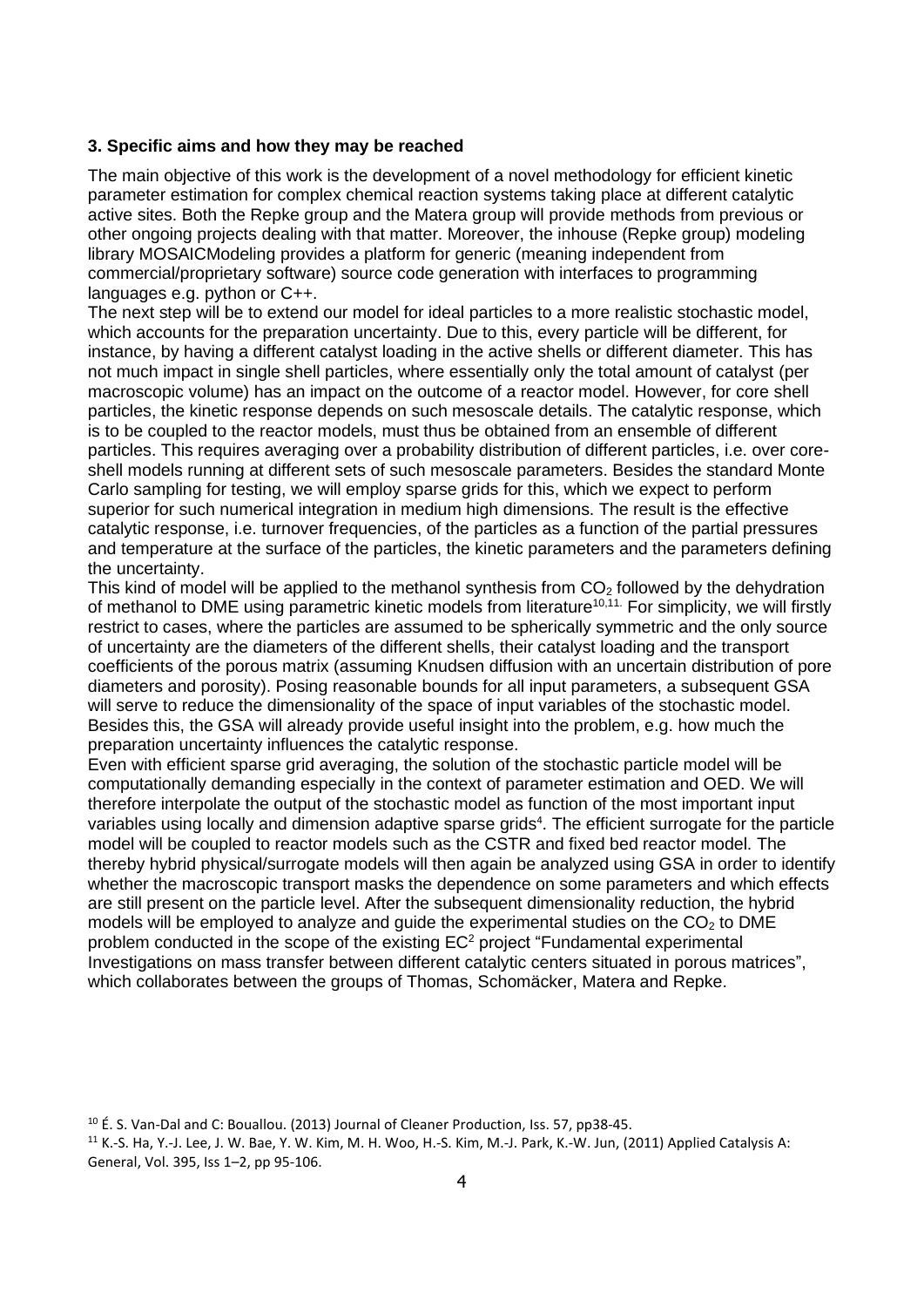### 3. Specific aims and how they may be reached

The main objective of this work is the development of a novel methodology for efficient kinetic parameter estimation for complex chemical reaction systems taking place at different catalytic active sites. Both the Repke group and the Matera group will provide methods from previous or other ongoing projects dealing with that matter. Moreover, the inhouse (Repke group) modeling library MOSAICModeling provides a platform for generic (meaning independent from commercial/proprietary software) source code generation with interfaces to programming languages e.g. python or C++.

The next step will be to extend our model for ideal particles to a more realistic stochastic model, which accounts for the preparation uncertainty. Due to this, every particle will be different, for instance, by having a different catalyst loading in the active shells or different diameter. This has not much impact in single shell particles, where essentially only the total amount of catalyst (per macroscopic volume) has an impact on the outcome of a reactor model. However, for core shell particles, the kinetic response depends on such mesoscale details. The catalytic response, which is to be coupled to the reactor models, must thus be obtained from an ensemble of different particles. This requires averaging over a probability distribution of different particles, i.e. over core-shell models running at different sets of such mesoscale parameters. Besides the standard Monte Carlo sampling for testing, we will employ sparse grids for this, which we expect to perform superior for such numerical integration in medium high dimensions. The result is the effective catalytic response, i.e. turnover frequencies, of the particles as a function of the partial pressures and temperature at the surface of the particles, the kinetic parameters and the parameters defining the uncertainty.

This kind of model will be applied to the methanol synthesis from $CO_2$ followed by the dehydration of methanol to DME using parametric kinetic models from literature[10,11]. For simplicity, we will firstly restrict to cases, where the particles are assumed to be spherically symmetric and the only source of uncertainty are the diameters of the different shells, their catalyst loading and the transport coefficients of the porous matrix (assuming Knudsen diffusion with an uncertain distribution of pore diameters and porosity). Posing reasonable bounds for all input parameters, a subsequent GSA will serve to reduce the dimensionality of the space of input variables of the stochastic model. Besides this, the GSA will already provide useful insight into the problem, e.g. how much the preparation uncertainty influences the catalytic response.

Even with efficient sparse grid averaging, the solution of the stochastic particle model will be computationally demanding especially in the context of parameter estimation and OED. We will therefore interpolate the output of the stochastic model as function of the most important input variables using locally and dimension adaptive sparse grids[4]. The efficient surrogate for the particle model will be coupled to reactor models such as the CSTR and fixed bed reactor model. The thereby hybrid physical/surrogate models will then again be analyzed using GSA in order to identify whether the macroscopic transport masks the dependence on some parameters and which effects are still present on the particle level. After the subsequent dimensionality reduction, the hybrid models will be employed to analyze and guide the experimental studies on the $CO_2$ to DME problem conducted in the scope of the existing $EC^2$ project "Fundamental experimental Investigations on mass transfer between different catalytic centers situated in porous matrices", which collaborates between the groups of Thomas, Schomäcker, Matera and Repke.

---

[10] É. S. Van-Dal and C: Bouallou. (2013) Journal of Cleaner Production, Iss. 57, pp38-45.

[11] K.-S. Ha, Y.-J. Lee, J. W. Bae, Y. W. Kim, M. H. Woo, H.-S. Kim, M.-J. Park, K.-W. Jun, (2011) Applied Catalysis A: General, Vol. 395, Iss 1–2, pp 95-106.